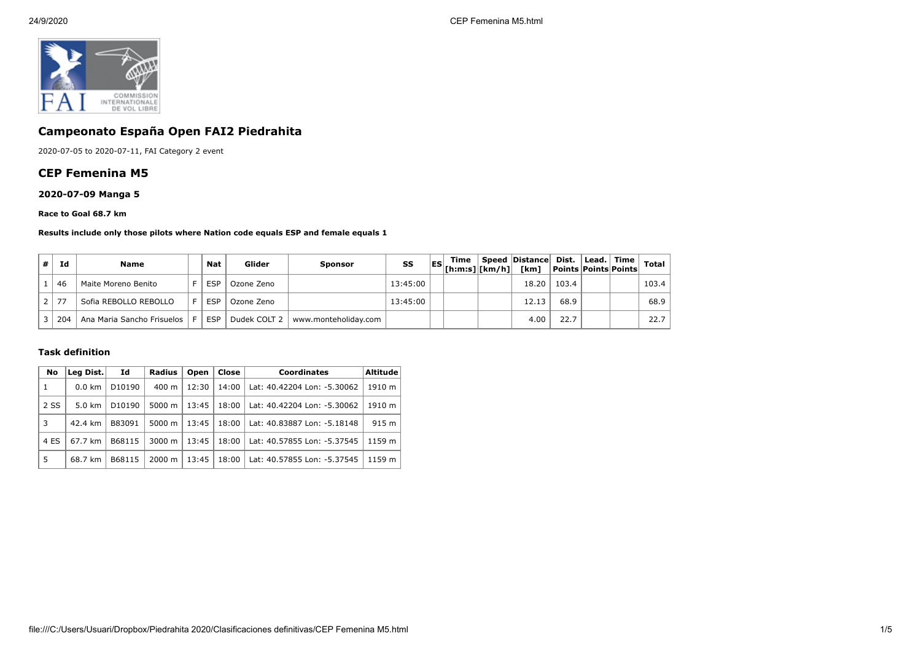# Campeonato España Open FAI2 Piedrahita

2020-07-05 to 2020-07-11, FAI Category 2 event

## CEP Femenina M5

### 2020-07-09 Manga 5

**Race to Goal 68.7 km**

**Results include only those pilots where Nation code equals ESP and female equals 1**

| # | Id | Name | | Nat | Glider | Sponsor | SS | ES | Time [h:m:s] | Speed [km/h] | Distance [km] | Dist. Points | Lead. Points | Time Points | Total |
|---|---|---|---|---|---|---|---|---|---|---|---|---|---|---|---|
| 1 | 46 | Maite Moreno Benito | F | ESP | Ozone Zeno | | 13:45:00 | | | | 18.20 | 103.4 | | | 103.4 |
| 2 | 77 | Sofia REBOLLO REBOLLO | F | ESP | Ozone Zeno | | 13:45:00 | | | | 12.13 | 68.9 | | | 68.9 |
| 3 | 204 | Ana Maria Sancho Frisuelos | F | ESP | Dudek COLT 2 | www.monteholiday.com | | | | | 4.00 | 22.7 | | | 22.7 |

#### Task definition

| No | Leg Dist. | Id | Radius | Open | Close | Coordinates | Altitude |
|---|---|---|---|---|---|---|---|
| 1 | 0.0 km | D10190 | 400 m | 12:30 | 14:00 | Lat: 40.42204 Lon: -5.30062 | 1910 m |
| 2 SS | 5.0 km | D10190 | 5000 m | 13:45 | 18:00 | Lat: 40.42204 Lon: -5.30062 | 1910 m |
| 3 | 42.4 km | B83091 | 5000 m | 13:45 | 18:00 | Lat: 40.83887 Lon: -5.18148 | 915 m |
| 4 ES | 67.7 km | B68115 | 3000 m | 13:45 | 18:00 | Lat: 40.57855 Lon: -5.37545 | 1159 m |
| 5 | 68.7 km | B68115 | 2000 m | 13:45 | 18:00 | Lat: 40.57855 Lon: -5.37545 | 1159 m |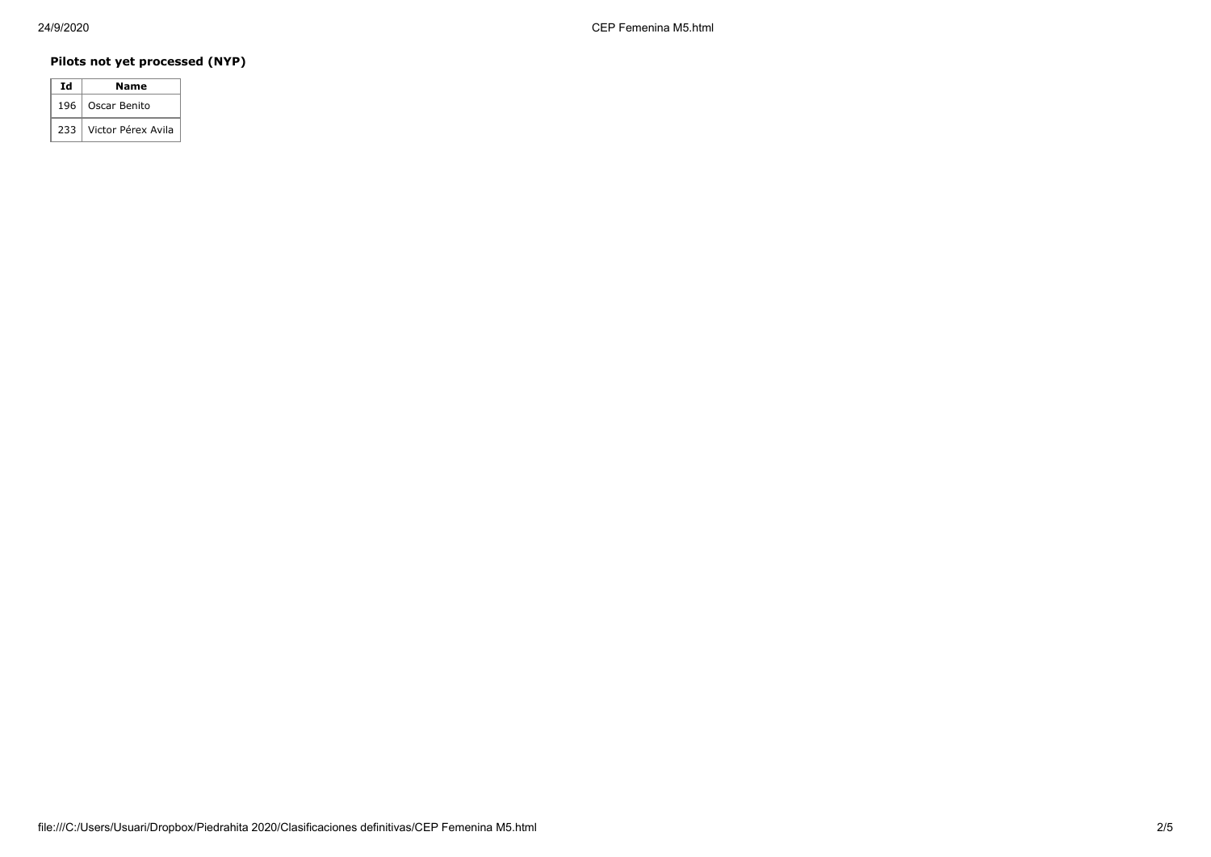**Pilots not yet processed (NYP)**

| Id | Name |
| --- | --- |
| 196 | Oscar Benito |
| 233 | Victor Pérex Avila |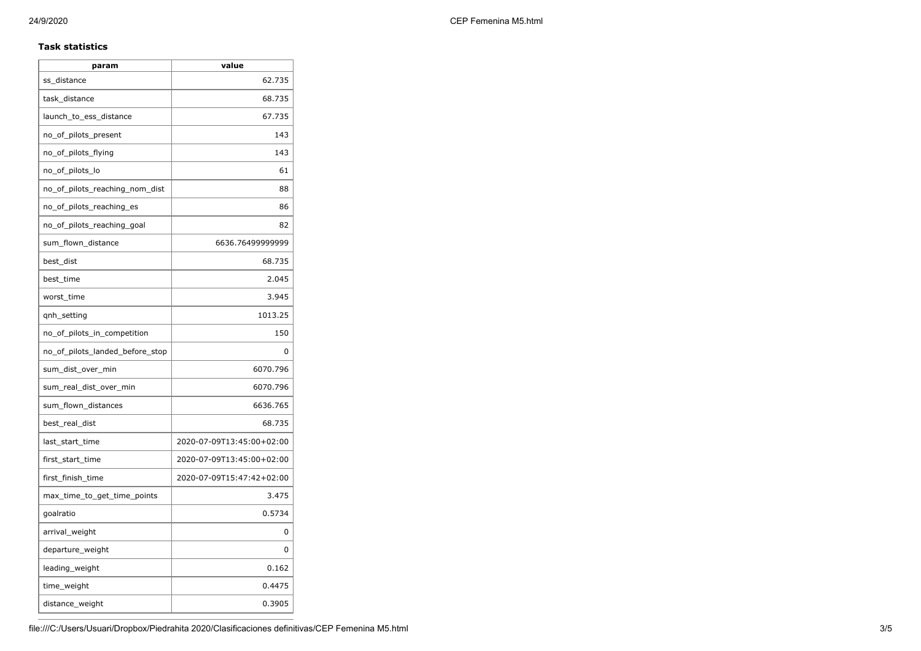**Task statistics**

| param | value |
| --- | --- |
| ss_distance | 62.735 |
| task_distance | 68.735 |
| launch_to_ess_distance | 67.735 |
| no_of_pilots_present | 143 |
| no_of_pilots_flying | 143 |
| no_of_pilots_lo | 61 |
| no_of_pilots_reaching_nom_dist | 88 |
| no_of_pilots_reaching_es | 86 |
| no_of_pilots_reaching_goal | 82 |
| sum_flown_distance | 6636.76499999999 |
| best_dist | 68.735 |
| best_time | 2.045 |
| worst_time | 3.945 |
| qnh_setting | 1013.25 |
| no_of_pilots_in_competition | 150 |
| no_of_pilots_landed_before_stop | 0 |
| sum_dist_over_min | 6070.796 |
| sum_real_dist_over_min | 6070.796 |
| sum_flown_distances | 6636.765 |
| best_real_dist | 68.735 |
| last_start_time | 2020-07-09T13:45:00+02:00 |
| first_start_time | 2020-07-09T13:45:00+02:00 |
| first_finish_time | 2020-07-09T15:47:42+02:00 |
| max_time_to_get_time_points | 3.475 |
| goalratio | 0.5734 |
| arrival_weight | 0 |
| departure_weight | 0 |
| leading_weight | 0.162 |
| time_weight | 0.4475 |
| distance_weight | 0.3905 |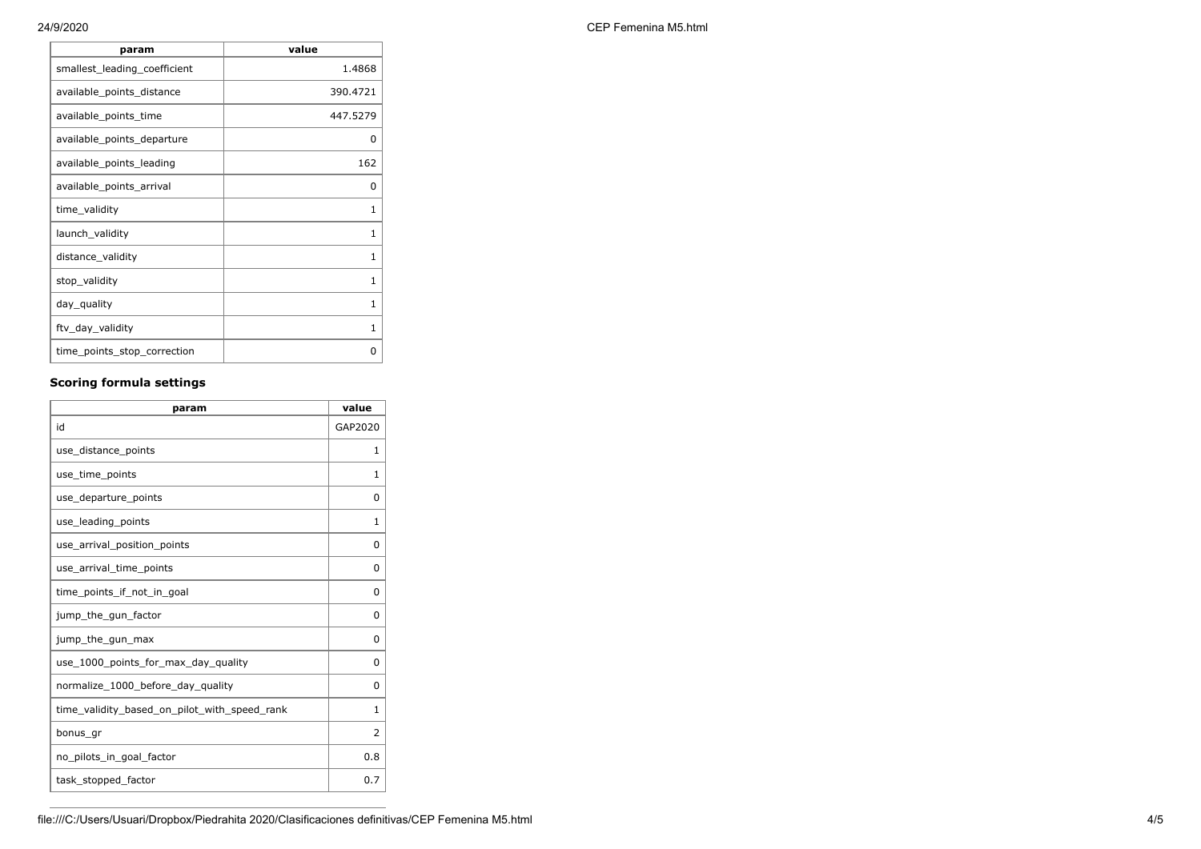| param | value |
| --- | --- |
| smallest_leading_coefficient | 1.4868 |
| available_points_distance | 390.4721 |
| available_points_time | 447.5279 |
| available_points_departure | 0 |
| available_points_leading | 162 |
| available_points_arrival | 0 |
| time_validity | 1 |
| launch_validity | 1 |
| distance_validity | 1 |
| stop_validity | 1 |
| day_quality | 1 |
| ftv_day_validity | 1 |
| time_points_stop_correction | 0 |

### Scoring formula settings

| param | value |
| --- | --- |
| id | GAP2020 |
| use_distance_points | 1 |
| use_time_points | 1 |
| use_departure_points | 0 |
| use_leading_points | 1 |
| use_arrival_position_points | 0 |
| use_arrival_time_points | 0 |
| time_points_if_not_in_goal | 0 |
| jump_the_gun_factor | 0 |
| jump_the_gun_max | 0 |
| use_1000_points_for_max_day_quality | 0 |
| normalize_1000_before_day_quality | 0 |
| time_validity_based_on_pilot_with_speed_rank | 1 |
| bonus_gr | 2 |
| no_pilots_in_goal_factor | 0.8 |
| task_stopped_factor | 0.7 |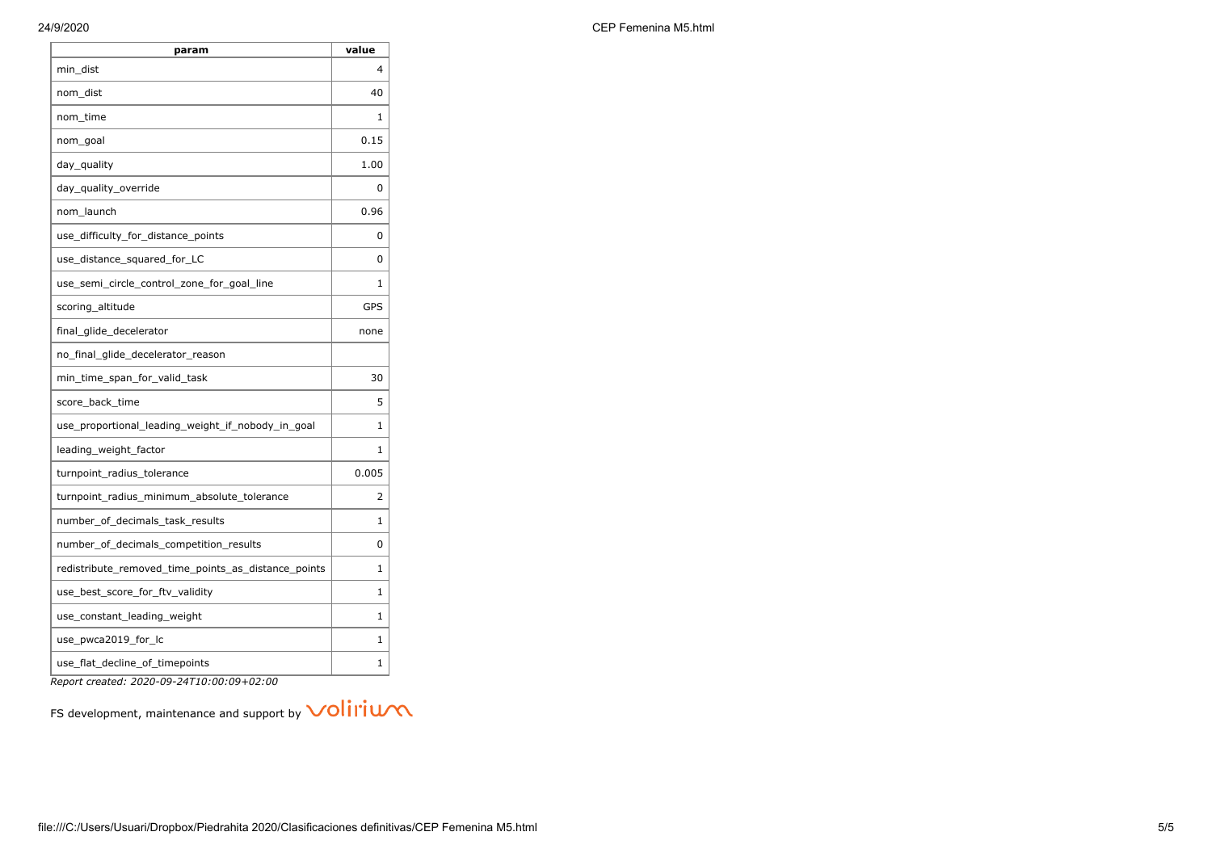| param | value |
|---|---|
| min_dist | 4 |
| nom_dist | 40 |
| nom_time | 1 |
| nom_goal | 0.15 |
| day_quality | 1.00 |
| day_quality_override | 0 |
| nom_launch | 0.96 |
| use_difficulty_for_distance_points | 0 |
| use_distance_squared_for_LC | 0 |
| use_semi_circle_control_zone_for_goal_line | 1 |
| scoring_altitude | GPS |
| final_glide_decelerator | none |
| no_final_glide_decelerator_reason | |
| min_time_span_for_valid_task | 30 |
| score_back_time | 5 |
| use_proportional_leading_weight_if_nobody_in_goal | 1 |
| leading_weight_factor | 1 |
| turnpoint_radius_tolerance | 0.005 |
| turnpoint_radius_minimum_absolute_tolerance | 2 |
| number_of_decimals_task_results | 1 |
| number_of_decimals_competition_results | 0 |
| redistribute_removed_time_points_as_distance_points | 1 |
| use_best_score_for_ftv_validity | 1 |
| use_constant_leading_weight | 1 |
| use_pwca2019_for_lc | 1 |
| use_flat_decline_of_timepoints | 1 |

*Report created: 2020-09-24T10:00:09+02:00*

FS development, maintenance and support by volirium